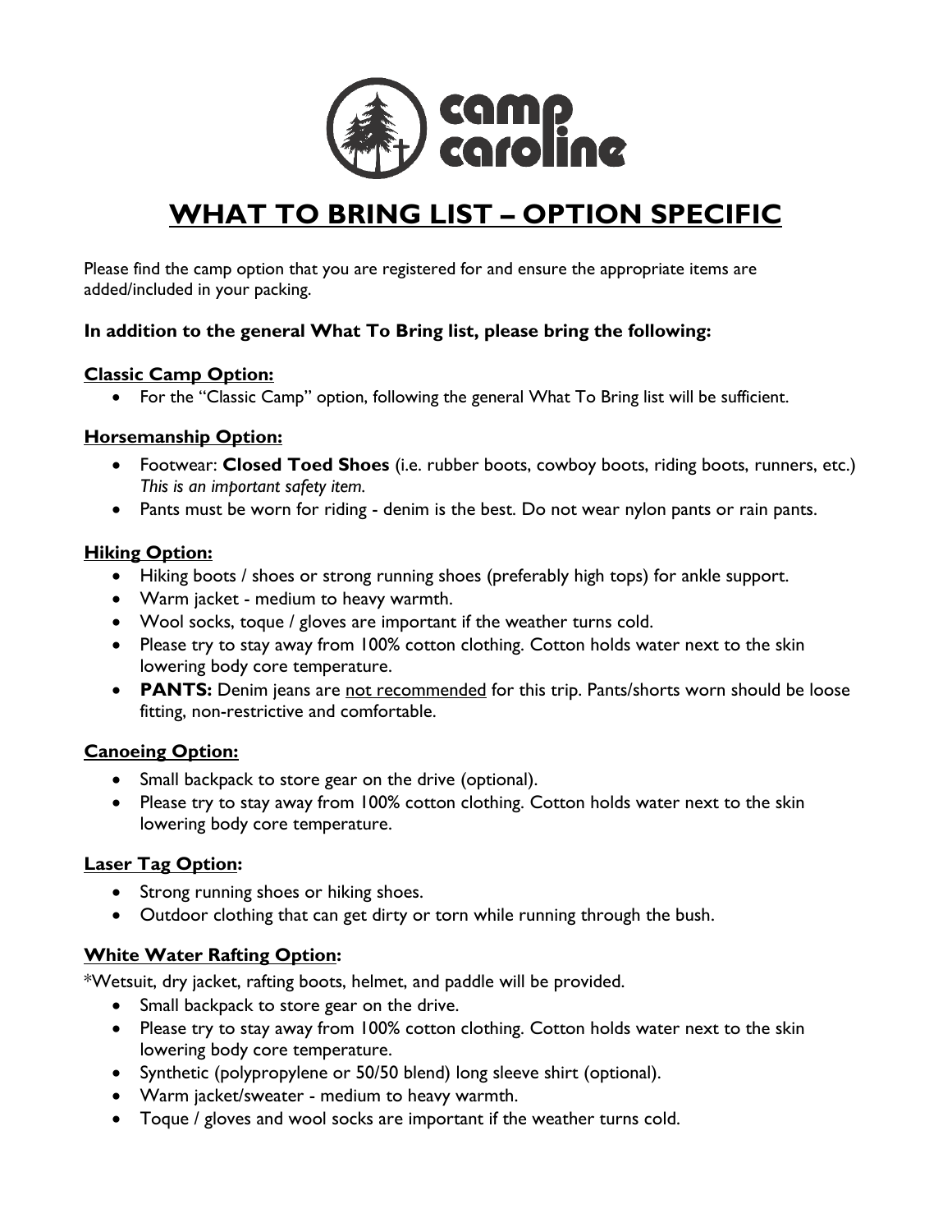camp caroline

# WHAT TO BRING LIST – OPTION SPECIFIC

Please find the camp option that you are registered for and ensure the appropriate items are added/included in your packing.

**In addition to the general What To Bring list, please bring the following:**

**Classic Camp Option:**

- For the "Classic Camp" option, following the general What To Bring list will be sufficient.

**Horsemanship Option:**

- Footwear: **Closed Toed Shoes** (i.e. rubber boots, cowboy boots, riding boots, runners, etc.) *This is an important safety item.*
- Pants must be worn for riding - denim is the best. Do not wear nylon pants or rain pants.

**Hiking Option:**

- Hiking boots / shoes or strong running shoes (preferably high tops) for ankle support.
- Warm jacket - medium to heavy warmth.
- Wool socks, toque / gloves are important if the weather turns cold.
- Please try to stay away from 100% cotton clothing. Cotton holds water next to the skin lowering body core temperature.
- **PANTS:** Denim jeans are not recommended for this trip. Pants/shorts worn should be loose fitting, non-restrictive and comfortable.

**Canoeing Option:**

- Small backpack to store gear on the drive (optional).
- Please try to stay away from 100% cotton clothing. Cotton holds water next to the skin lowering body core temperature.

**Laser Tag Option:**

- Strong running shoes or hiking shoes.
- Outdoor clothing that can get dirty or torn while running through the bush.

**White Water Rafting Option:**

*Wetsuit, dry jacket, rafting boots, helmet, and paddle will be provided.

- Small backpack to store gear on the drive.
- Please try to stay away from 100% cotton clothing. Cotton holds water next to the skin lowering body core temperature.
- Synthetic (polypropylene or 50/50 blend) long sleeve shirt (optional).
- Warm jacket/sweater - medium to heavy warmth.
- Toque / gloves and wool socks are important if the weather turns cold.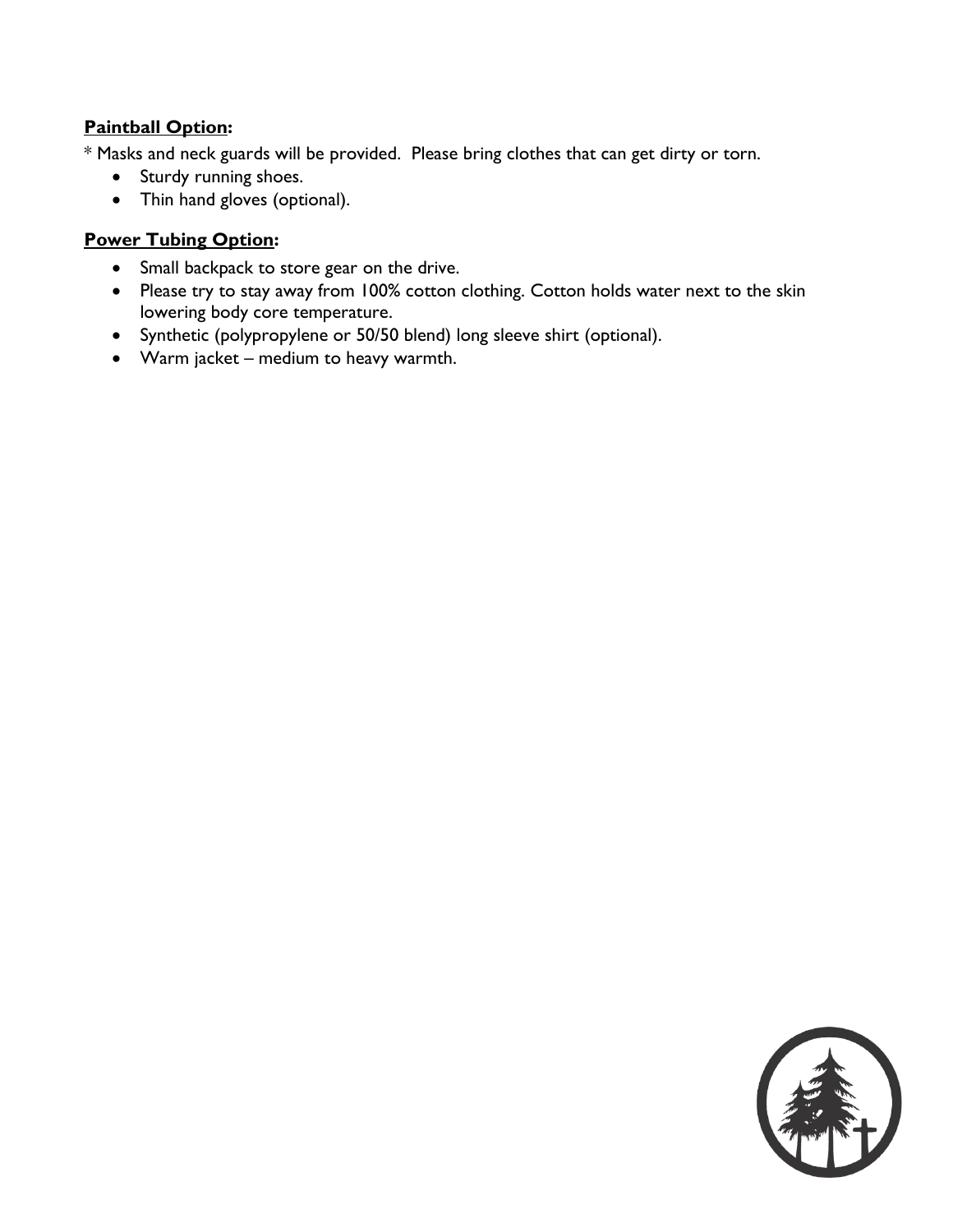**<u>Paintball Option</u>:**

* Masks and neck guards will be provided. Please bring clothes that can get dirty or torn.

- Sturdy running shoes.
- Thin hand gloves (optional).

**<u>Power Tubing Option</u>:**

- Small backpack to store gear on the drive.
- Please try to stay away from 100% cotton clothing. Cotton holds water next to the skin lowering body core temperature.
- Synthetic (polypropylene or 50/50 blend) long sleeve shirt (optional).
- Warm jacket – medium to heavy warmth.